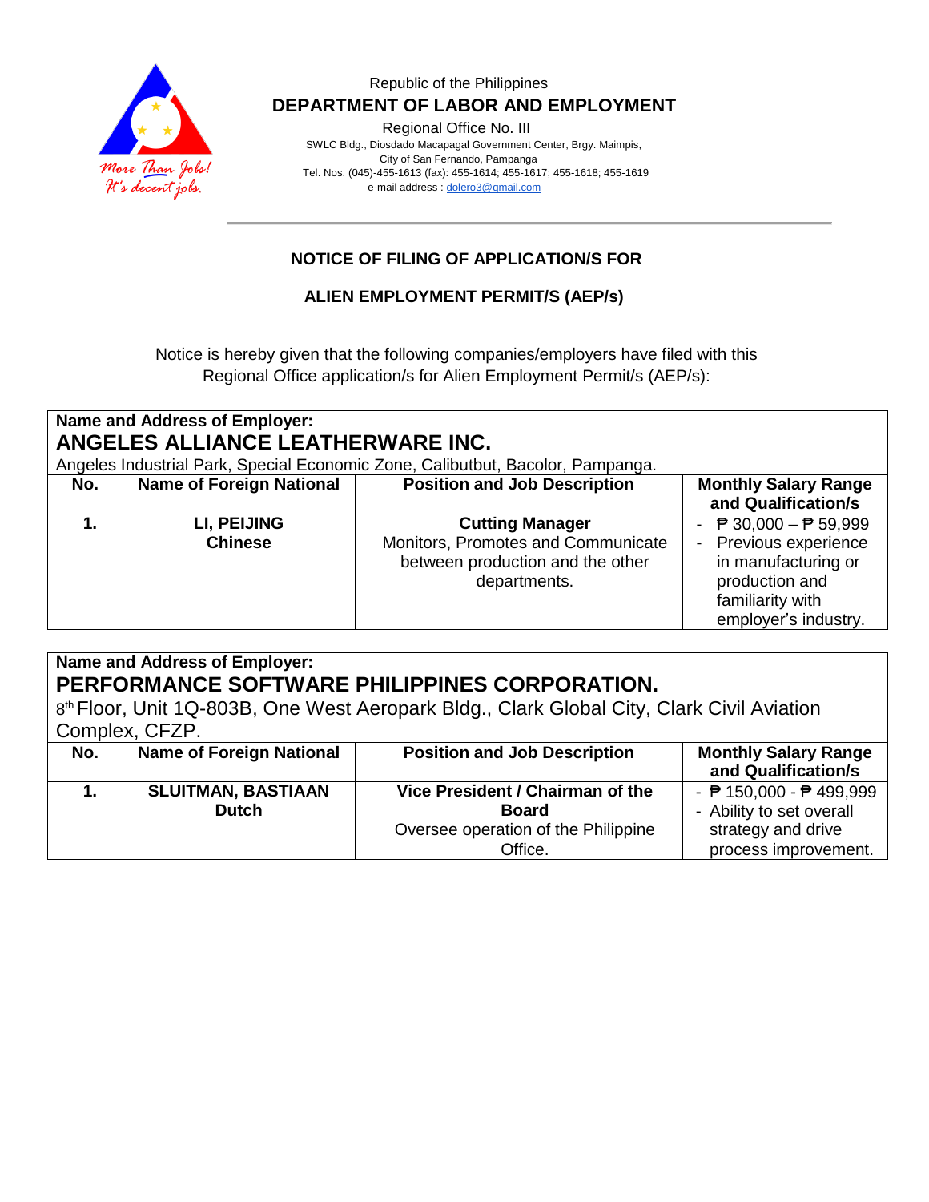Republic of the Philippines

**DEPARTMENT OF LABOR AND EMPLOYMENT**

Regional Office No. III

SWLC Bldg., Diosdado Macapagal Government Center, Brgy. Maimpis,
City of San Fernando, Pampanga
Tel. Nos. (045)-455-1613 (fax): 455-1614; 455-1617; 455-1618; 455-1619
e-mail address : dolero3@gmail.com

More Than Jobs! It's decent jobs.

## NOTICE OF FILING OF APPLICATION/S FOR

## ALIEN EMPLOYMENT PERMIT/S (AEP/s)

Notice is hereby given that the following companies/employers have filed with this Regional Office application/s for Alien Employment Permit/s (AEP/s):

**Name and Address of Employer:**
**ANGELES ALLIANCE LEATHERWARE INC.**
Angeles Industrial Park, Special Economic Zone, Calibutbut, Bacolor, Pampanga.

| No. | Name of Foreign National | Position and Job Description | Monthly Salary Range and Qualification/s |
|---|---|---|---|
| **1.** | **LI, PEIJING**<br>**Chinese** | **Cutting Manager**<br>Monitors, Promotes and Communicate between production and the other departments. | - ₱ 30,000 – ₱ 59,999<br>- Previous experience in manufacturing or production and familiarity with employer's industry. |

**Name and Address of Employer:**
**PERFORMANCE SOFTWARE PHILIPPINES CORPORATION.**
8th Floor, Unit 1Q-803B, One West Aeropark Bldg., Clark Global City, Clark Civil Aviation Complex, CFZP.

| No. | Name of Foreign National | Position and Job Description | Monthly Salary Range and Qualification/s |
|---|---|---|---|
| **1.** | **SLUITMAN, BASTIAAN**<br>**Dutch** | **Vice President / Chairman of the Board**<br>Oversee operation of the Philippine Office. | - ₱ 150,000 - ₱ 499,999<br>- Ability to set overall strategy and drive process improvement. |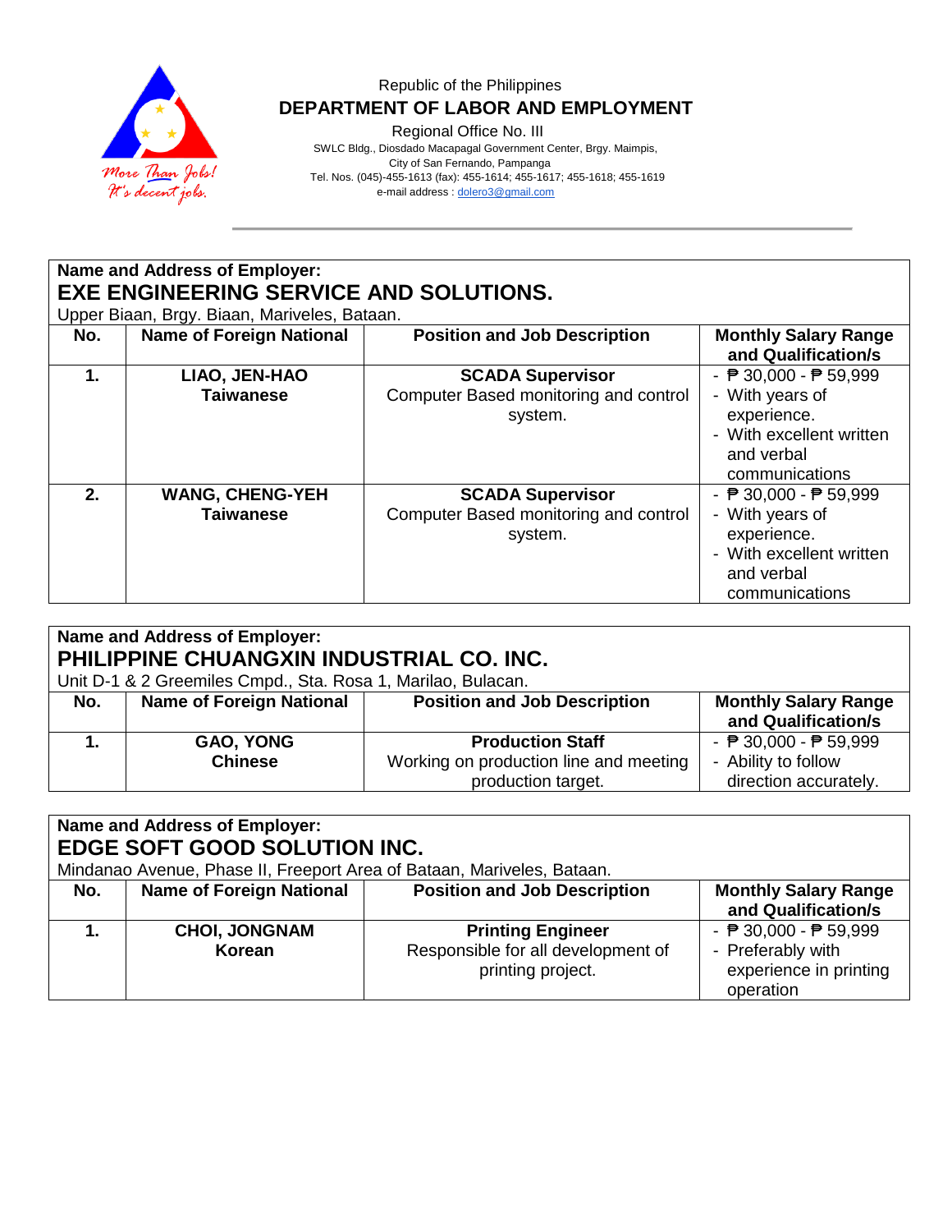Republic of the Philippines

**DEPARTMENT OF LABOR AND EMPLOYMENT**

Regional Office No. III

SWLC Bldg., Diosdado Macapagal Government Center, Brgy. Maimpis,
City of San Fernando, Pampanga
Tel. Nos. (045)-455-1613 (fax): 455-1614; 455-1617; 455-1618; 455-1619
e-mail address : dolero3@gmail.com

**Name and Address of Employer:**
**EXE ENGINEERING SERVICE AND SOLUTIONS.**
Upper Biaan, Brgy. Biaan, Mariveles, Bataan.

| No. | Name of Foreign National | Position and Job Description | Monthly Salary Range and Qualification/s |
|---|---|---|---|
| **1.** | **LIAO, JEN-HAO**<br>**Taiwanese** | **SCADA Supervisor**<br>Computer Based monitoring and control system. | - ₱ 30,000 - ₱ 59,999<br>- With years of experience.<br>- With excellent written and verbal communications |
| **2.** | **WANG, CHENG-YEH**<br>**Taiwanese** | **SCADA Supervisor**<br>Computer Based monitoring and control system. | - ₱ 30,000 - ₱ 59,999<br>- With years of experience.<br>- With excellent written and verbal communications |

**Name and Address of Employer:**
**PHILIPPINE CHUANGXIN INDUSTRIAL CO. INC.**
Unit D-1 & 2 Greemiles Cmpd., Sta. Rosa 1, Marilao, Bulacan.

| No. | Name of Foreign National | Position and Job Description | Monthly Salary Range and Qualification/s |
|---|---|---|---|
| **1.** | **GAO, YONG**<br>**Chinese** | **Production Staff**<br>Working on production line and meeting production target. | - ₱ 30,000 - ₱ 59,999<br>- Ability to follow direction accurately. |

**Name and Address of Employer:**
**EDGE SOFT GOOD SOLUTION INC.**
Mindanao Avenue, Phase II, Freeport Area of Bataan, Mariveles, Bataan.

| No. | Name of Foreign National | Position and Job Description | Monthly Salary Range and Qualification/s |
|---|---|---|---|
| **1.** | **CHOI, JONGNAM**<br>**Korean** | **Printing Engineer**<br>Responsible for all development of printing project. | - ₱ 30,000 - ₱ 59,999<br>- Preferably with experience in printing operation |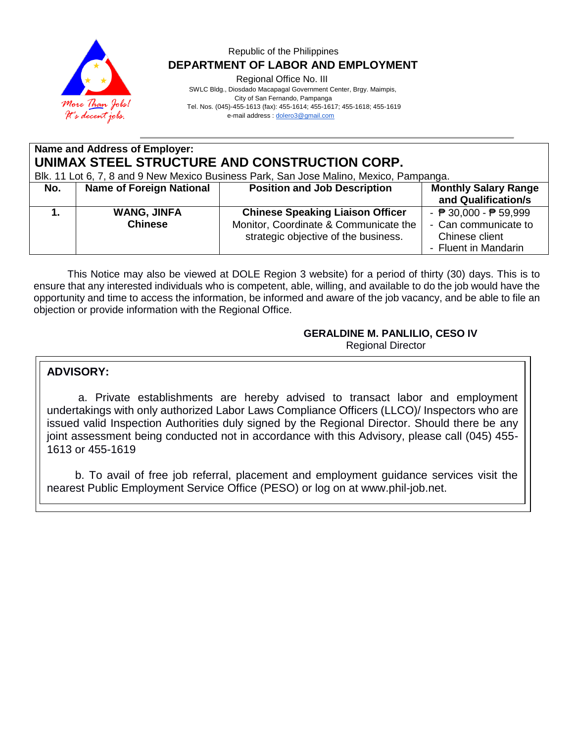Republic of the Philippines
**DEPARTMENT OF LABOR AND EMPLOYMENT**
Regional Office No. III
SWLC Bldg., Diosdado Macapagal Government Center, Brgy. Maimpis,
City of San Fernando, Pampanga
Tel. Nos. (045)-455-1613 (fax): 455-1614; 455-1617; 455-1618; 455-1619
e-mail address : dolero3@gmail.com

*More Than Jobs! It's decent jobs.*

**Name and Address of Employer:**
**UNIMAX STEEL STRUCTURE AND CONSTRUCTION CORP.**
Blk. 11 Lot 6, 7, 8 and 9 New Mexico Business Park, San Jose Malino, Mexico, Pampanga.

| No. | Name of Foreign National | Position and Job Description | Monthly Salary Range and Qualification/s |
|---|---|---|---|
| **1.** | **WANG, JINFA** **Chinese** | **Chinese Speaking Liaison Officer** Monitor, Coordinate & Communicate the strategic objective of the business. | - ₱ 30,000 - ₱ 59,999 - Can communicate to Chinese client - Fluent in Mandarin |

This Notice may also be viewed at DOLE Region 3 website) for a period of thirty (30) days. This is to ensure that any interested individuals who is competent, able, willing, and available to do the job would have the opportunity and time to access the information, be informed and aware of the job vacancy, and be able to file an objection or provide information with the Regional Office.

**GERALDINE M. PANLILIO, CESO IV**
Regional Director

**ADVISORY:**

a. Private establishments are hereby advised to transact labor and employment undertakings with only authorized Labor Laws Compliance Officers (LLCO)/ Inspectors who are issued valid Inspection Authorities duly signed by the Regional Director. Should there be any joint assessment being conducted not in accordance with this Advisory, please call (045) 455-1613 or 455-1619

b. To avail of free job referral, placement and employment guidance services visit the nearest Public Employment Service Office (PESO) or log on at www.phil-job.net.